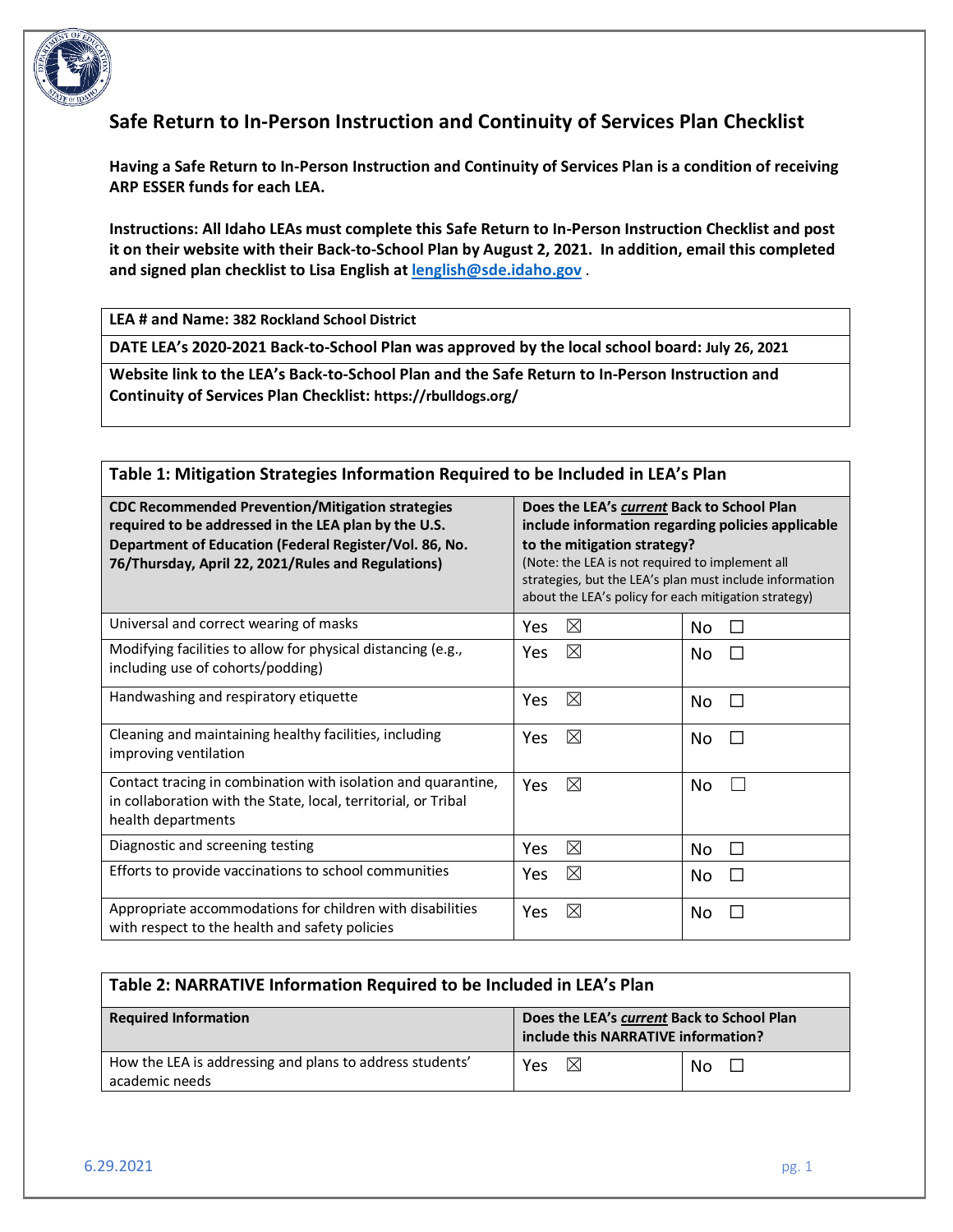# Safe Return to In-Person Instruction and Continuity of Services Plan Checklist

**Having a Safe Return to In-Person Instruction and Continuity of Services Plan is a condition of receiving ARP ESSER funds for each LEA.**

**Instructions: All Idaho LEAs must complete this Safe Return to In-Person Instruction Checklist and post it on their website with their Back-to-School Plan by August 2, 2021. In addition, email this completed and signed plan checklist to Lisa English at [lenglish@sde.idaho.gov](mailto:lenglish@sde.idaho.gov).**

| **LEA # and Name:** 382 Rockland School District |
|---|
| **DATE LEA's 2020-2021 Back-to-School Plan was approved by the local school board:** July 26, 2021 |
| **Website link to the LEA's Back-to-School Plan and the Safe Return to In-Person Instruction and Continuity of Services Plan Checklist:** https://rbulldogs.org/ |

| **Table 1: Mitigation Strategies Information Required to be Included in LEA's Plan** | | |
|---|---|---|
| **CDC Recommended Prevention/Mitigation strategies required to be addressed in the LEA plan by the U.S. Department of Education (Federal Register/Vol. 86, No. 76/Thursday, April 22, 2021/Rules and Regulations)** | **Does the LEA's *current* Back to School Plan include information regarding policies applicable to the mitigation strategy?** (Note: the LEA is not required to implement all strategies, but the LEA's plan must include information about the LEA's policy for each mitigation strategy) | |
| Universal and correct wearing of masks | Yes ☒ | No ☐ |
| Modifying facilities to allow for physical distancing (e.g., including use of cohorts/podding) | Yes ☒ | No ☐ |
| Handwashing and respiratory etiquette | Yes ☒ | No ☐ |
| Cleaning and maintaining healthy facilities, including improving ventilation | Yes ☒ | No ☐ |
| Contact tracing in combination with isolation and quarantine, in collaboration with the State, local, territorial, or Tribal health departments | Yes ☒ | No ☐ |
| Diagnostic and screening testing | Yes ☒ | No ☐ |
| Efforts to provide vaccinations to school communities | Yes ☒ | No ☐ |
| Appropriate accommodations for children with disabilities with respect to the health and safety policies | Yes ☒ | No ☐ |

| **Table 2: NARRATIVE Information Required to be Included in LEA's Plan** | | |
|---|---|---|
| **Required Information** | **Does the LEA's *current* Back to School Plan include this NARRATIVE information?** | |
| How the LEA is addressing and plans to address students' academic needs | Yes ☒ | No ☐ |

6.29.2021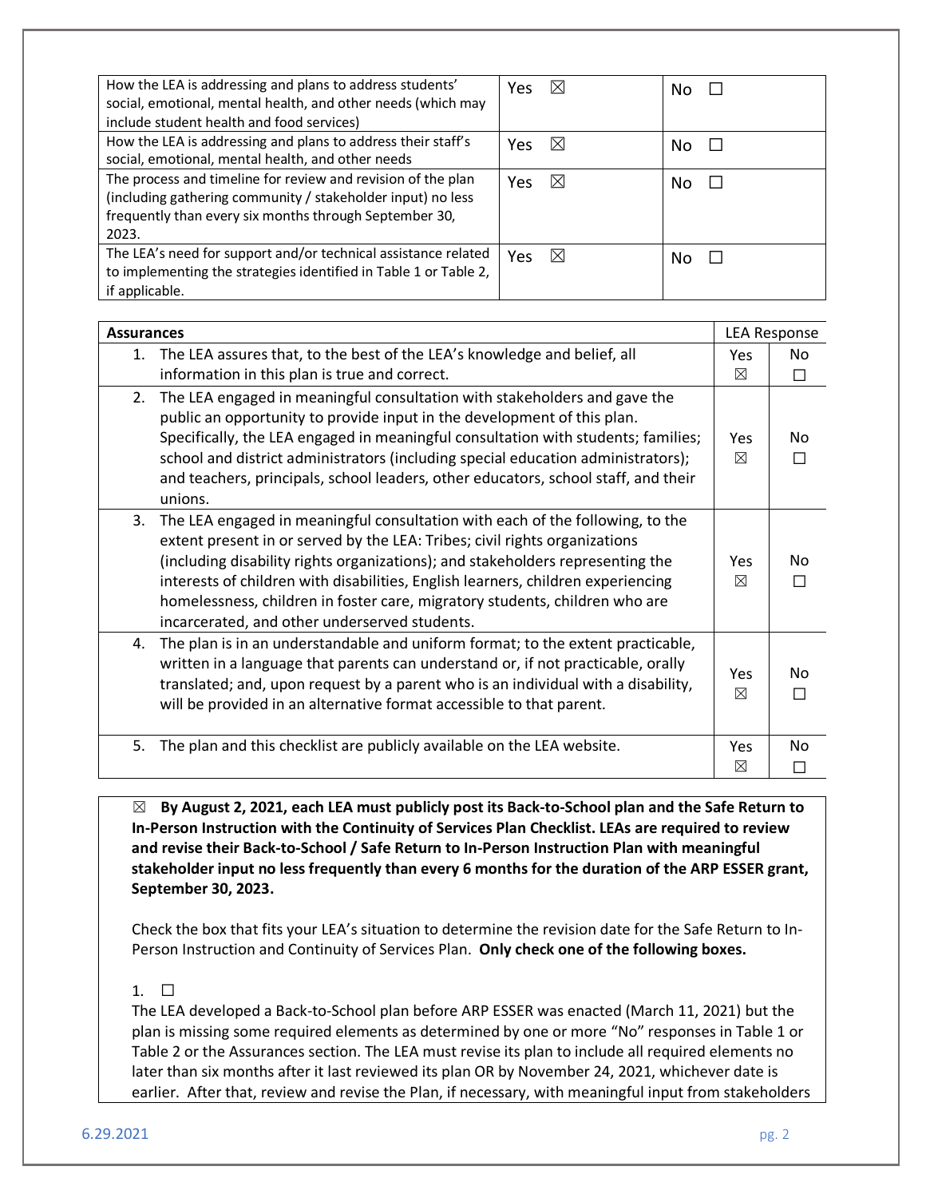| | | |
|---|---|---|
| How the LEA is addressing and plans to address students' social, emotional, mental health, and other needs (which may include student health and food services) | Yes ☒ | No ☐ |
| How the LEA is addressing and plans to address their staff's social, emotional, mental health, and other needs | Yes ☒ | No ☐ |
| The process and timeline for review and revision of the plan (including gathering community / stakeholder input) no less frequently than every six months through September 30, 2023. | Yes ☒ | No ☐ |
| The LEA's need for support and/or technical assistance related to implementing the strategies identified in Table 1 or Table 2, if applicable. | Yes ☒ | No ☐ |

| **Assurances** | LEA Response | |
|---|---|---|
| 1. The LEA assures that, to the best of the LEA's knowledge and belief, all information in this plan is true and correct. | Yes ☒ | No ☐ |
| 2. The LEA engaged in meaningful consultation with stakeholders and gave the public an opportunity to provide input in the development of this plan. Specifically, the LEA engaged in meaningful consultation with students; families; school and district administrators (including special education administrators); and teachers, principals, school leaders, other educators, school staff, and their unions. | Yes ☒ | No ☐ |
| 3. The LEA engaged in meaningful consultation with each of the following, to the extent present in or served by the LEA: Tribes; civil rights organizations (including disability rights organizations); and stakeholders representing the interests of children with disabilities, English learners, children experiencing homelessness, children in foster care, migratory students, children who are incarcerated, and other underserved students. | Yes ☒ | No ☐ |
| 4. The plan is in an understandable and uniform format; to the extent practicable, written in a language that parents can understand or, if not practicable, orally translated; and, upon request by a parent who is an individual with a disability, will be provided in an alternative format accessible to that parent. | Yes ☒ | No ☐ |
| 5. The plan and this checklist are publicly available on the LEA website. | Yes ☒ | No ☐ |

☒ **By August 2, 2021, each LEA must publicly post its Back-to-School plan and the Safe Return to In-Person Instruction with the Continuity of Services Plan Checklist. LEAs are required to review and revise their Back-to-School / Safe Return to In-Person Instruction Plan with meaningful stakeholder input no less frequently than every 6 months for the duration of the ARP ESSER grant, September 30, 2023.**

Check the box that fits your LEA's situation to determine the revision date for the Safe Return to In-Person Instruction and Continuity of Services Plan. **Only check one of the following boxes.**

1. ☐
The LEA developed a Back-to-School plan before ARP ESSER was enacted (March 11, 2021) but the plan is missing some required elements as determined by one or more "No" responses in Table 1 or Table 2 or the Assurances section. The LEA must revise its plan to include all required elements no later than six months after it last reviewed its plan OR by November 24, 2021, whichever date is earlier. After that, review and revise the Plan, if necessary, with meaningful input from stakeholders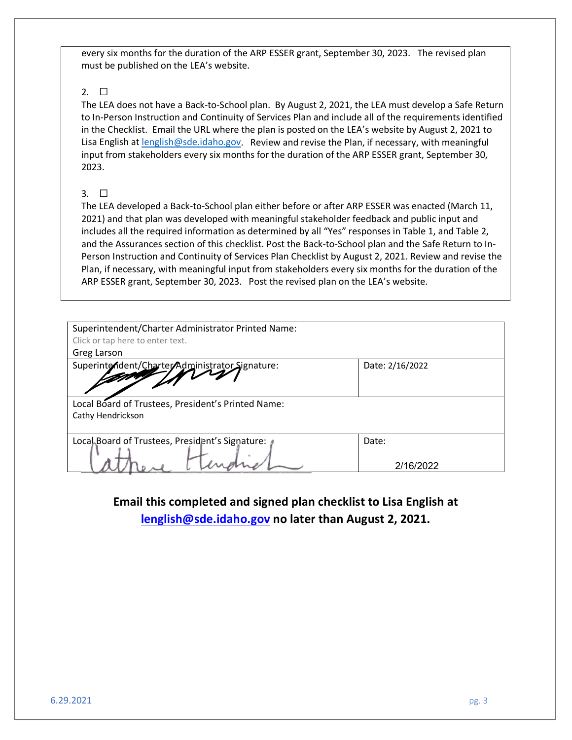every six months for the duration of the ARP ESSER grant, September 30, 2023. The revised plan must be published on the LEA's website.

2. ☐
The LEA does not have a Back-to-School plan. By August 2, 2021, the LEA must develop a Safe Return to In-Person Instruction and Continuity of Services Plan and include all of the requirements identified in the Checklist. Email the URL where the plan is posted on the LEA's website by August 2, 2021 to Lisa English at lenglish@sde.idaho.gov. Review and revise the Plan, if necessary, with meaningful input from stakeholders every six months for the duration of the ARP ESSER grant, September 30, 2023.

3. ☐
The LEA developed a Back-to-School plan either before or after ARP ESSER was enacted (March 11, 2021) and that plan was developed with meaningful stakeholder feedback and public input and includes all the required information as determined by all "Yes" responses in Table 1, and Table 2, and the Assurances section of this checklist. Post the Back-to-School plan and the Safe Return to In-Person Instruction and Continuity of Services Plan Checklist by August 2, 2021. Review and revise the Plan, if necessary, with meaningful input from stakeholders every six months for the duration of the ARP ESSER grant, September 30, 2023. Post the revised plan on the LEA's website.

| | |
|---|---|
| Superintendent/Charter Administrator Printed Name: Click or tap here to enter text. Greg Larson | |
| Superintendent/Charter Administrator Signature: [signature] | Date: 2/16/2022 |
| Local Board of Trustees, President's Printed Name: Cathy Hendrickson | |
| Local Board of Trustees, President's Signature: [signature] | Date: 2/16/2022 |

**Email this completed and signed plan checklist to Lisa English at lenglish@sde.idaho.gov no later than August 2, 2021.**